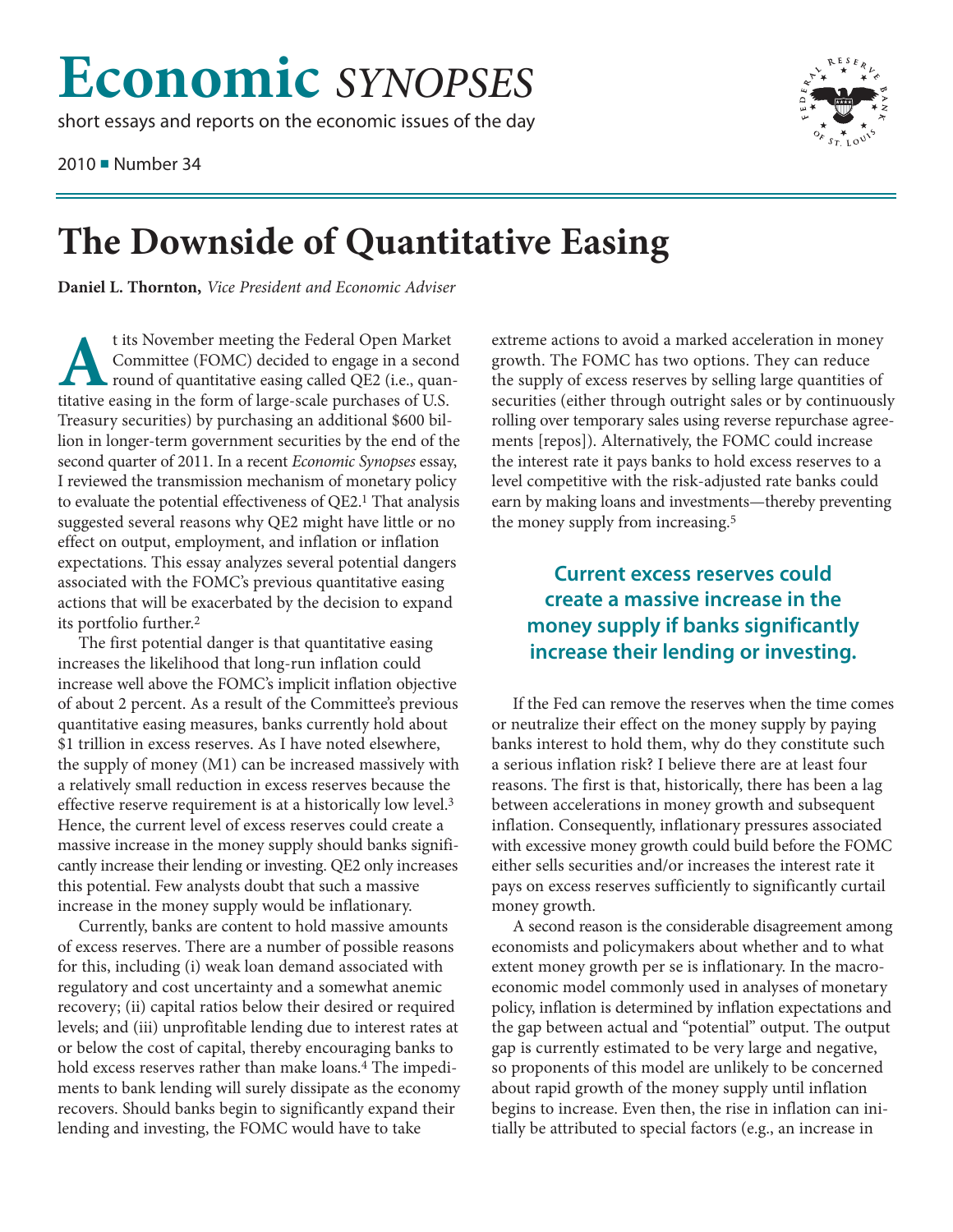# Economic *SYNOPSES*

short essays and reports on the economic issues of the day

2010 ■ Number 34

# The Downside of Quantitative Easing

**Daniel L. Thornton,** *Vice President and Economic Adviser*

At its November meeting the Federal Open Market Committee (FOMC) decided to engage in a second round of quantitative easing called QE2 (i.e., quantitative easing in the form of large-scale purchases of U.S. Treasury securities) by purchasing an additional $600 billion in longer-term government securities by the end of the second quarter of 2011. In a recent *Economic Synopses* essay, I reviewed the transmission mechanism of monetary policy to evaluate the potential effectiveness of QE2.[1] That analysis suggested several reasons why QE2 might have little or no effect on output, employment, and inflation or inflation expectations. This essay analyzes several potential dangers associated with the FOMC's previous quantitative easing actions that will be exacerbated by the decision to expand its portfolio further.[2]

The first potential danger is that quantitative easing increases the likelihood that long-run inflation could increase well above the FOMC's implicit inflation objective of about 2 percent. As a result of the Committee's previous quantitative easing measures, banks currently hold about $1 trillion in excess reserves. As I have noted elsewhere, the supply of money (M1) can be increased massively with a relatively small reduction in excess reserves because the effective reserve requirement is at a historically low level.[3] Hence, the current level of excess reserves could create a massive increase in the money supply should banks significantly increase their lending or investing. QE2 only increases this potential. Few analysts doubt that such a massive increase in the money supply would be inflationary.

Currently, banks are content to hold massive amounts of excess reserves. There are a number of possible reasons for this, including (i) weak loan demand associated with regulatory and cost uncertainty and a somewhat anemic recovery; (ii) capital ratios below their desired or required levels; and (iii) unprofitable lending due to interest rates at or below the cost of capital, thereby encouraging banks to hold excess reserves rather than make loans.[4] The impediments to bank lending will surely dissipate as the economy recovers. Should banks begin to significantly expand their lending and investing, the FOMC would have to take extreme actions to avoid a marked acceleration in money growth. The FOMC has two options. They can reduce the supply of excess reserves by selling large quantities of securities (either through outright sales or by continuously rolling over temporary sales using reverse repurchase agreements [repos]). Alternatively, the FOMC could increase the interest rate it pays banks to hold excess reserves to a level competitive with the risk-adjusted rate banks could earn by making loans and investments—thereby preventing the money supply from increasing.[5]

**Current excess reserves could create a massive increase in the money supply if banks significantly increase their lending or investing.**

If the Fed can remove the reserves when the time comes or neutralize their effect on the money supply by paying banks interest to hold them, why do they constitute such a serious inflation risk? I believe there are at least four reasons. The first is that, historically, there has been a lag between accelerations in money growth and subsequent inflation. Consequently, inflationary pressures associated with excessive money growth could build before the FOMC either sells securities and/or increases the interest rate it pays on excess reserves sufficiently to significantly curtail money growth.

A second reason is the considerable disagreement among economists and policymakers about whether and to what extent money growth per se is inflationary. In the macroeconomic model commonly used in analyses of monetary policy, inflation is determined by inflation expectations and the gap between actual and "potential" output. The output gap is currently estimated to be very large and negative, so proponents of this model are unlikely to be concerned about rapid growth of the money supply until inflation begins to increase. Even then, the rise in inflation can initially be attributed to special factors (e.g., an increase in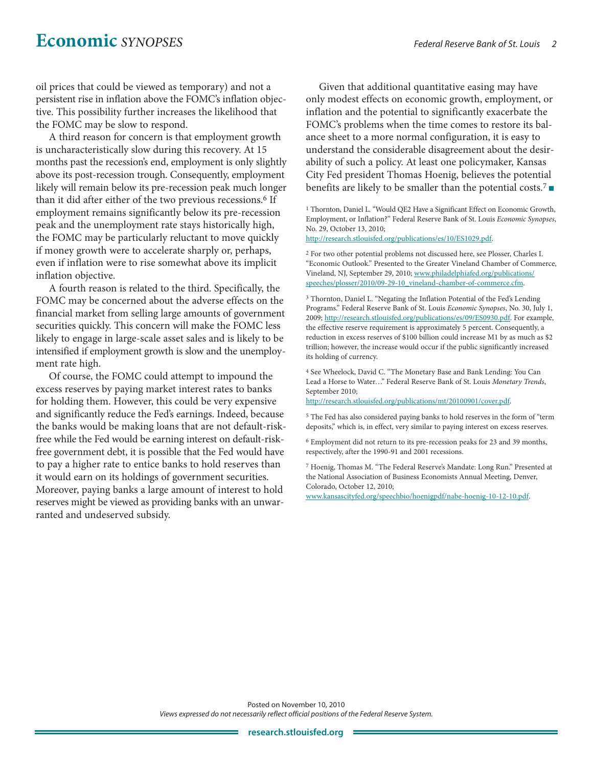oil prices that could be viewed as temporary) and not a persistent rise in inflation above the FOMC's inflation objective. This possibility further increases the likelihood that the FOMC may be slow to respond.

A third reason for concern is that employment growth is uncharacteristically slow during this recovery. At 15 months past the recession's end, employment is only slightly above its post-recession trough. Consequently, employment likely will remain below its pre-recession peak much longer than it did after either of the two previous recessions.[6] If employment remains significantly below its pre-recession peak and the unemployment rate stays historically high, the FOMC may be particularly reluctant to move quickly if money growth were to accelerate sharply or, perhaps, even if inflation were to rise somewhat above its implicit inflation objective.

A fourth reason is related to the third. Specifically, the FOMC may be concerned about the adverse effects on the financial market from selling large amounts of government securities quickly. This concern will make the FOMC less likely to engage in large-scale asset sales and is likely to be intensified if employment growth is slow and the unemployment rate high.

Of course, the FOMC could attempt to impound the excess reserves by paying market interest rates to banks for holding them. However, this could be very expensive and significantly reduce the Fed's earnings. Indeed, because the banks would be making loans that are not default-risk-free while the Fed would be earning interest on default-risk-free government debt, it is possible that the Fed would have to pay a higher rate to entice banks to hold reserves than it would earn on its holdings of government securities. Moreover, paying banks a large amount of interest to hold reserves might be viewed as providing banks with an unwarranted and undeserved subsidy.

Given that additional quantitative easing may have only modest effects on economic growth, employment, or inflation and the potential to significantly exacerbate the FOMC's problems when the time comes to restore its balance sheet to a more normal configuration, it is easy to understand the considerable disagreement about the desirability of such a policy. At least one policymaker, Kansas City Fed president Thomas Hoenig, believes the potential benefits are likely to be smaller than the potential costs.[7] ■

[1] Thornton, Daniel L. "Would QE2 Have a Significant Effect on Economic Growth, Employment, or Inflation?" Federal Reserve Bank of St. Louis *Economic Synopses*, No. 29, October 13, 2010; http://research.stlouisfed.org/publications/es/10/ES1029.pdf.

[2] For two other potential problems not discussed here, see Plosser, Charles I. "Economic Outlook." Presented to the Greater Vineland Chamber of Commerce, Vineland, NJ, September 29, 2010; www.philadelphiafed.org/publications/speeches/plosser/2010/09-29-10_vineland-chamber-of-commerce.cfm.

[3] Thornton, Daniel L. "Negating the Inflation Potential of the Fed's Lending Programs." Federal Reserve Bank of St. Louis *Economic Synopses*, No. 30, July 1, 2009; http://research.stlouisfed.org/publications/es/09/ES0930.pdf. For example, the effective reserve requirement is approximately 5 percent. Consequently, a reduction in excess reserves of $100 billion could increase M1 by as much as $2 trillion; however, the increase would occur if the public significantly increased its holding of currency.

[4] See Wheelock, David C. "The Monetary Base and Bank Lending: You Can Lead a Horse to Water…" Federal Reserve Bank of St. Louis *Monetary Trends*, September 2010; http://research.stlouisfed.org/publications/mt/20100901/cover.pdf.

[5] The Fed has also considered paying banks to hold reserves in the form of "term deposits," which is, in effect, very similar to paying interest on excess reserves.

[6] Employment did not return to its pre-recession peaks for 23 and 39 months, respectively, after the 1990-91 and 2001 recessions.

[7] Hoenig, Thomas M. "The Federal Reserve's Mandate: Long Run." Presented at the National Association of Business Economists Annual Meeting, Denver, Colorado, October 12, 2010; www.kansascityfed.org/speechbio/hoenigpdf/nabe-hoenig-10-12-10.pdf.

Posted on November 10, 2010

*Views expressed do not necessarily reflect official positions of the Federal Reserve System.*